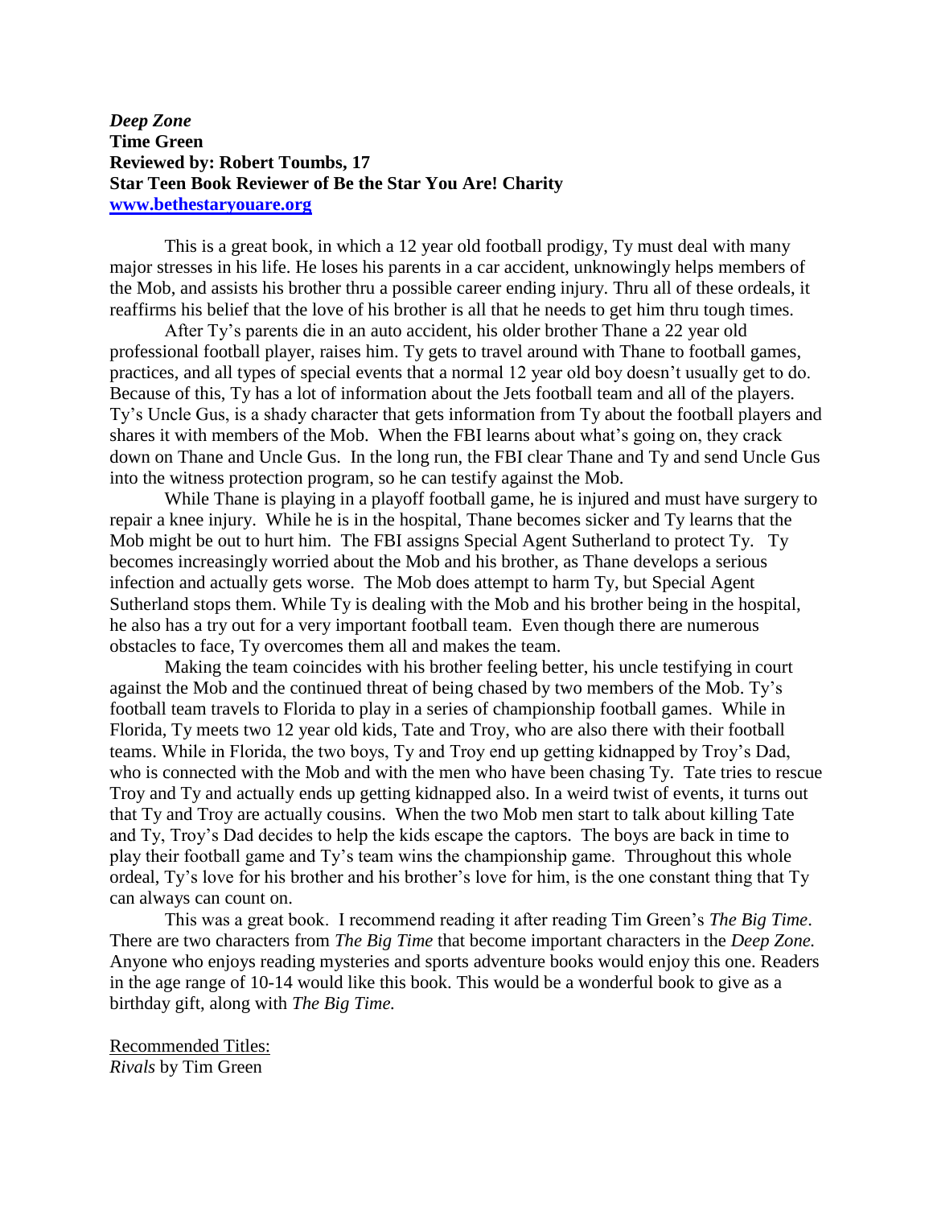***Deep Zone***
**Time Green**
**Reviewed by: Robert Toumbs, 17**
**Star Teen Book Reviewer of Be the Star You Are! Charity**
**[www.bethestaryouare.org](http://www.bethestaryouare.org)**

This is a great book, in which a 12 year old football prodigy, Ty must deal with many major stresses in his life. He loses his parents in a car accident, unknowingly helps members of the Mob, and assists his brother thru a possible career ending injury. Thru all of these ordeals, it reaffirms his belief that the love of his brother is all that he needs to get him thru tough times.

After Ty's parents die in an auto accident, his older brother Thane a 22 year old professional football player, raises him. Ty gets to travel around with Thane to football games, practices, and all types of special events that a normal 12 year old boy doesn't usually get to do. Because of this, Ty has a lot of information about the Jets football team and all of the players. Ty's Uncle Gus, is a shady character that gets information from Ty about the football players and shares it with members of the Mob. When the FBI learns about what's going on, they crack down on Thane and Uncle Gus. In the long run, the FBI clear Thane and Ty and send Uncle Gus into the witness protection program, so he can testify against the Mob.

While Thane is playing in a playoff football game, he is injured and must have surgery to repair a knee injury. While he is in the hospital, Thane becomes sicker and Ty learns that the Mob might be out to hurt him. The FBI assigns Special Agent Sutherland to protect Ty. Ty becomes increasingly worried about the Mob and his brother, as Thane develops a serious infection and actually gets worse. The Mob does attempt to harm Ty, but Special Agent Sutherland stops them. While Ty is dealing with the Mob and his brother being in the hospital, he also has a try out for a very important football team. Even though there are numerous obstacles to face, Ty overcomes them all and makes the team.

Making the team coincides with his brother feeling better, his uncle testifying in court against the Mob and the continued threat of being chased by two members of the Mob. Ty's football team travels to Florida to play in a series of championship football games. While in Florida, Ty meets two 12 year old kids, Tate and Troy, who are also there with their football teams. While in Florida, the two boys, Ty and Troy end up getting kidnapped by Troy's Dad, who is connected with the Mob and with the men who have been chasing Ty. Tate tries to rescue Troy and Ty and actually ends up getting kidnapped also. In a weird twist of events, it turns out that Ty and Troy are actually cousins. When the two Mob men start to talk about killing Tate and Ty, Troy's Dad decides to help the kids escape the captors. The boys are back in time to play their football game and Ty's team wins the championship game. Throughout this whole ordeal, Ty's love for his brother and his brother's love for him, is the one constant thing that Ty can always can count on.

This was a great book. I recommend reading it after reading Tim Green's *The Big Time*. There are two characters from *The Big Time* that become important characters in the *Deep Zone.* Anyone who enjoys reading mysteries and sports adventure books would enjoy this one. Readers in the age range of 10-14 would like this book. This would be a wonderful book to give as a birthday gift, along with *The Big Time.*

Recommended Titles:
*Rivals* by Tim Green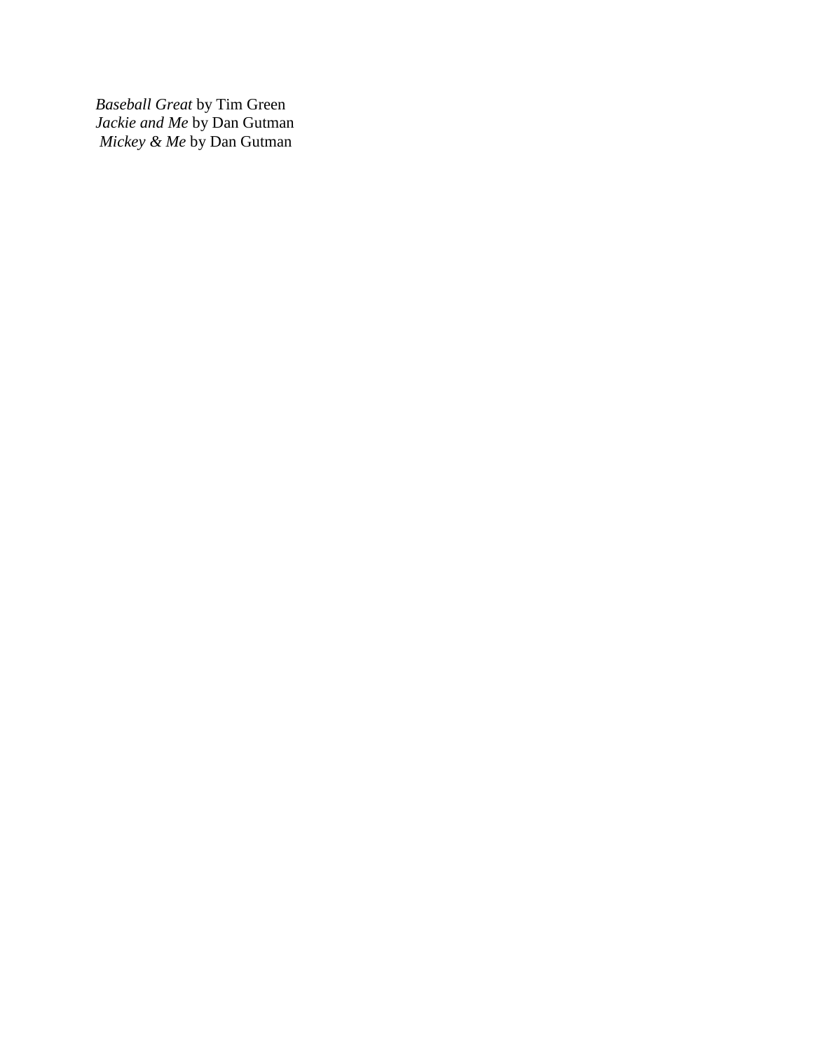*Baseball Great* by Tim Green
*Jackie and Me* by Dan Gutman
*Mickey & Me* by Dan Gutman